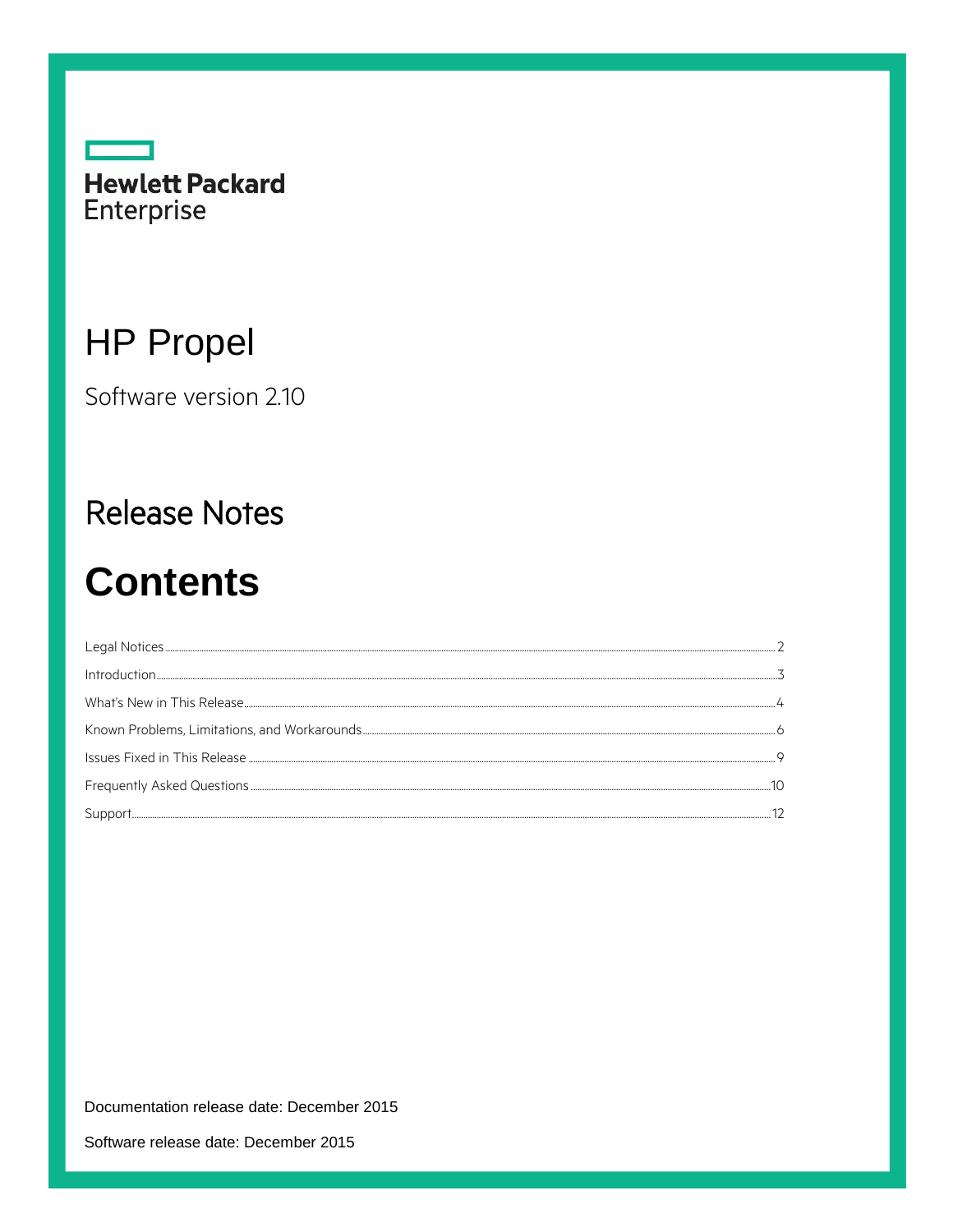Hewlett Packard Enterprise

# HP Propel

Software version 2.10

## Release Notes

# Contents

- Legal Notices ........ 2
- Introduction ........ 3
- What's New in This Release ........ 4
- Known Problems, Limitations, and Workarounds ........ 6
- Issues Fixed in This Release ........ 9
- Frequently Asked Questions ........ 10
- Support ........ 12

Documentation release date: December 2015

Software release date: December 2015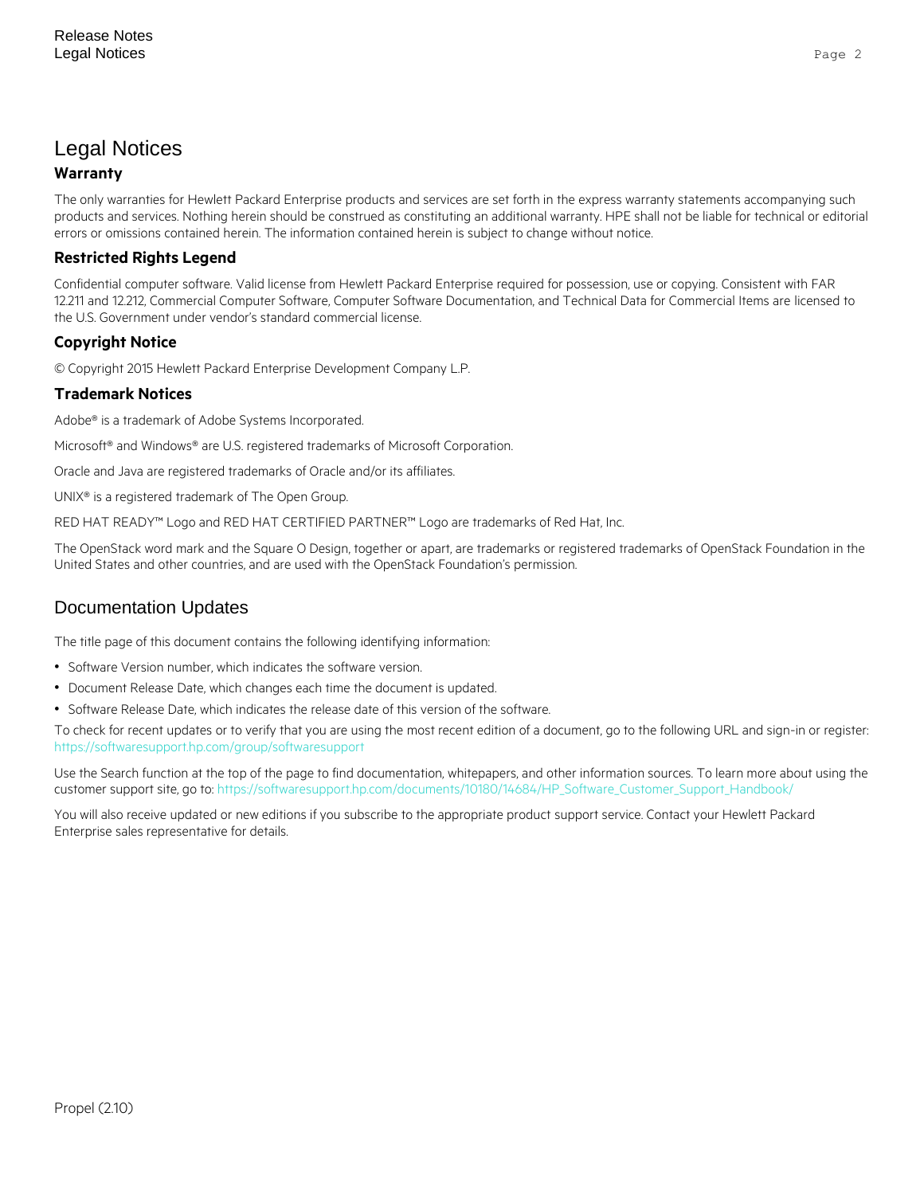# Legal Notices

### Warranty

The only warranties for Hewlett Packard Enterprise products and services are set forth in the express warranty statements accompanying such products and services. Nothing herein should be construed as constituting an additional warranty. HPE shall not be liable for technical or editorial errors or omissions contained herein. The information contained herein is subject to change without notice.

### Restricted Rights Legend

Confidential computer software. Valid license from Hewlett Packard Enterprise required for possession, use or copying. Consistent with FAR 12.211 and 12.212, Commercial Computer Software, Computer Software Documentation, and Technical Data for Commercial Items are licensed to the U.S. Government under vendor's standard commercial license.

### Copyright Notice

© Copyright 2015 Hewlett Packard Enterprise Development Company L.P.

### Trademark Notices

Adobe® is a trademark of Adobe Systems Incorporated.

Microsoft® and Windows® are U.S. registered trademarks of Microsoft Corporation.

Oracle and Java are registered trademarks of Oracle and/or its affiliates.

UNIX® is a registered trademark of The Open Group.

RED HAT READY™ Logo and RED HAT CERTIFIED PARTNER™ Logo are trademarks of Red Hat, Inc.

The OpenStack word mark and the Square O Design, together or apart, are trademarks or registered trademarks of OpenStack Foundation in the United States and other countries, and are used with the OpenStack Foundation's permission.

# Documentation Updates

The title page of this document contains the following identifying information:

- Software Version number, which indicates the software version.
- Document Release Date, which changes each time the document is updated.
- Software Release Date, which indicates the release date of this version of the software.

To check for recent updates or to verify that you are using the most recent edition of a document, go to the following URL and sign-in or register: https://softwaresupport.hp.com/group/softwaresupport

Use the Search function at the top of the page to find documentation, whitepapers, and other information sources. To learn more about using the customer support site, go to: https://softwaresupport.hp.com/documents/10180/14684/HP_Software_Customer_Support_Handbook/

You will also receive updated or new editions if you subscribe to the appropriate product support service. Contact your Hewlett Packard Enterprise sales representative for details.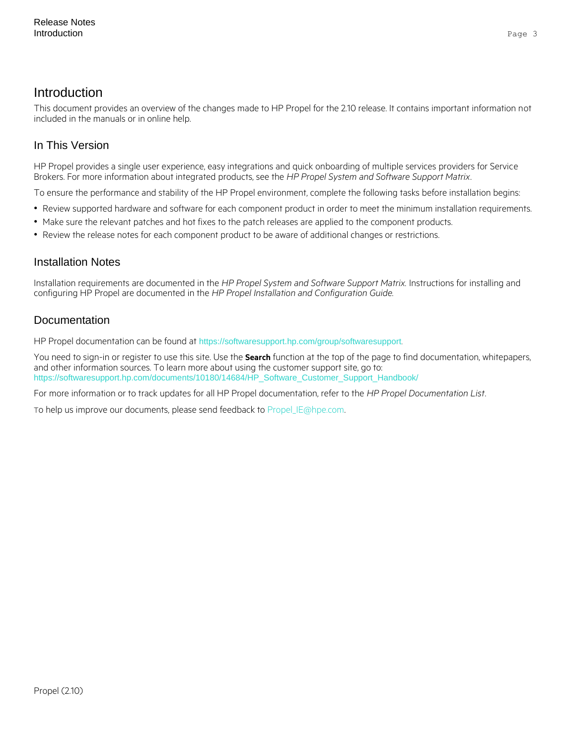# Introduction

This document provides an overview of the changes made to HP Propel for the 2.10 release. It contains important information not included in the manuals or in online help.

## In This Version

HP Propel provides a single user experience, easy integrations and quick onboarding of multiple services providers for Service Brokers. For more information about integrated products, see the *HP Propel System and Software Support Matrix*.

To ensure the performance and stability of the HP Propel environment, complete the following tasks before installation begins:

- Review supported hardware and software for each component product in order to meet the minimum installation requirements.
- Make sure the relevant patches and hot fixes to the patch releases are applied to the component products.
- Review the release notes for each component product to be aware of additional changes or restrictions.

## Installation Notes

Installation requirements are documented in the *HP Propel System and Software Support Matrix.* Instructions for installing and configuring HP Propel are documented in the *HP Propel Installation and Configuration Guide*.

## Documentation

HP Propel documentation can be found at https://softwaresupport.hp.com/group/softwaresupport.

You need to sign-in or register to use this site. Use the **Search** function at the top of the page to find documentation, whitepapers, and other information sources. To learn more about using the customer support site, go to: https://softwaresupport.hp.com/documents/10180/14684/HP_Software_Customer_Support_Handbook/

For more information or to track updates for all HP Propel documentation, refer to the *HP Propel Documentation List*.

To help us improve our documents, please send feedback to Propel_IE@hpe.com.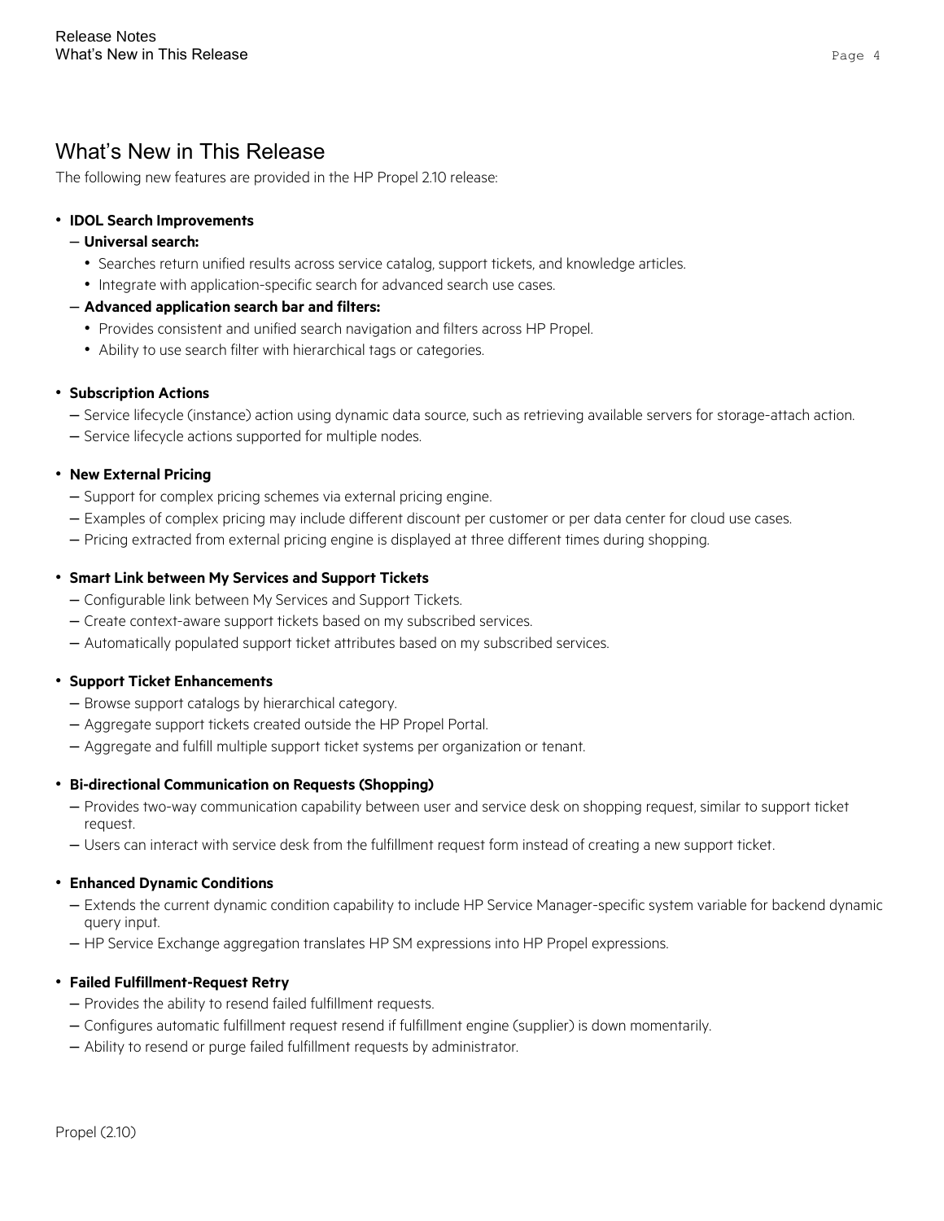# What's New in This Release

The following new features are provided in the HP Propel 2.10 release:

- **IDOL Search Improvements**
  - **Universal search:**
    - Searches return unified results across service catalog, support tickets, and knowledge articles.
    - Integrate with application-specific search for advanced search use cases.
  - **Advanced application search bar and filters:**
    - Provides consistent and unified search navigation and filters across HP Propel.
    - Ability to use search filter with hierarchical tags or categories.

- **Subscription Actions**
  - Service lifecycle (instance) action using dynamic data source, such as retrieving available servers for storage-attach action.
  - Service lifecycle actions supported for multiple nodes.

- **New External Pricing**
  - Support for complex pricing schemes via external pricing engine.
  - Examples of complex pricing may include different discount per customer or per data center for cloud use cases.
  - Pricing extracted from external pricing engine is displayed at three different times during shopping.

- **Smart Link between My Services and Support Tickets**
  - Configurable link between My Services and Support Tickets.
  - Create context-aware support tickets based on my subscribed services.
  - Automatically populated support ticket attributes based on my subscribed services.

- **Support Ticket Enhancements**
  - Browse support catalogs by hierarchical category.
  - Aggregate support tickets created outside the HP Propel Portal.
  - Aggregate and fulfill multiple support ticket systems per organization or tenant.

- **Bi-directional Communication on Requests (Shopping)**
  - Provides two-way communication capability between user and service desk on shopping request, similar to support ticket request.
  - Users can interact with service desk from the fulfillment request form instead of creating a new support ticket.

- **Enhanced Dynamic Conditions**
  - Extends the current dynamic condition capability to include HP Service Manager-specific system variable for backend dynamic query input.
  - HP Service Exchange aggregation translates HP SM expressions into HP Propel expressions.

- **Failed Fulfillment-Request Retry**
  - Provides the ability to resend failed fulfillment requests.
  - Configures automatic fulfillment request resend if fulfillment engine (supplier) is down momentarily.
  - Ability to resend or purge failed fulfillment requests by administrator.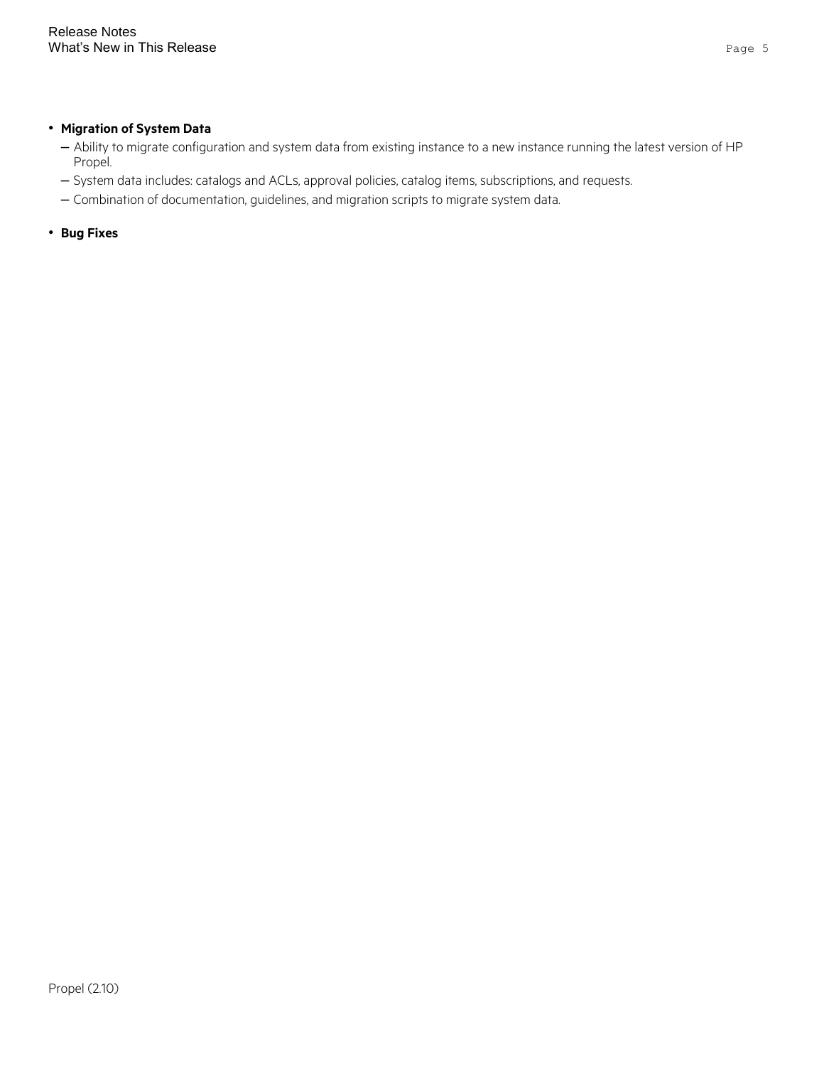- **Migration of System Data**
  - Ability to migrate configuration and system data from existing instance to a new instance running the latest version of HP Propel.
  - System data includes: catalogs and ACLs, approval policies, catalog items, subscriptions, and requests.
  - Combination of documentation, guidelines, and migration scripts to migrate system data.
- **Bug Fixes**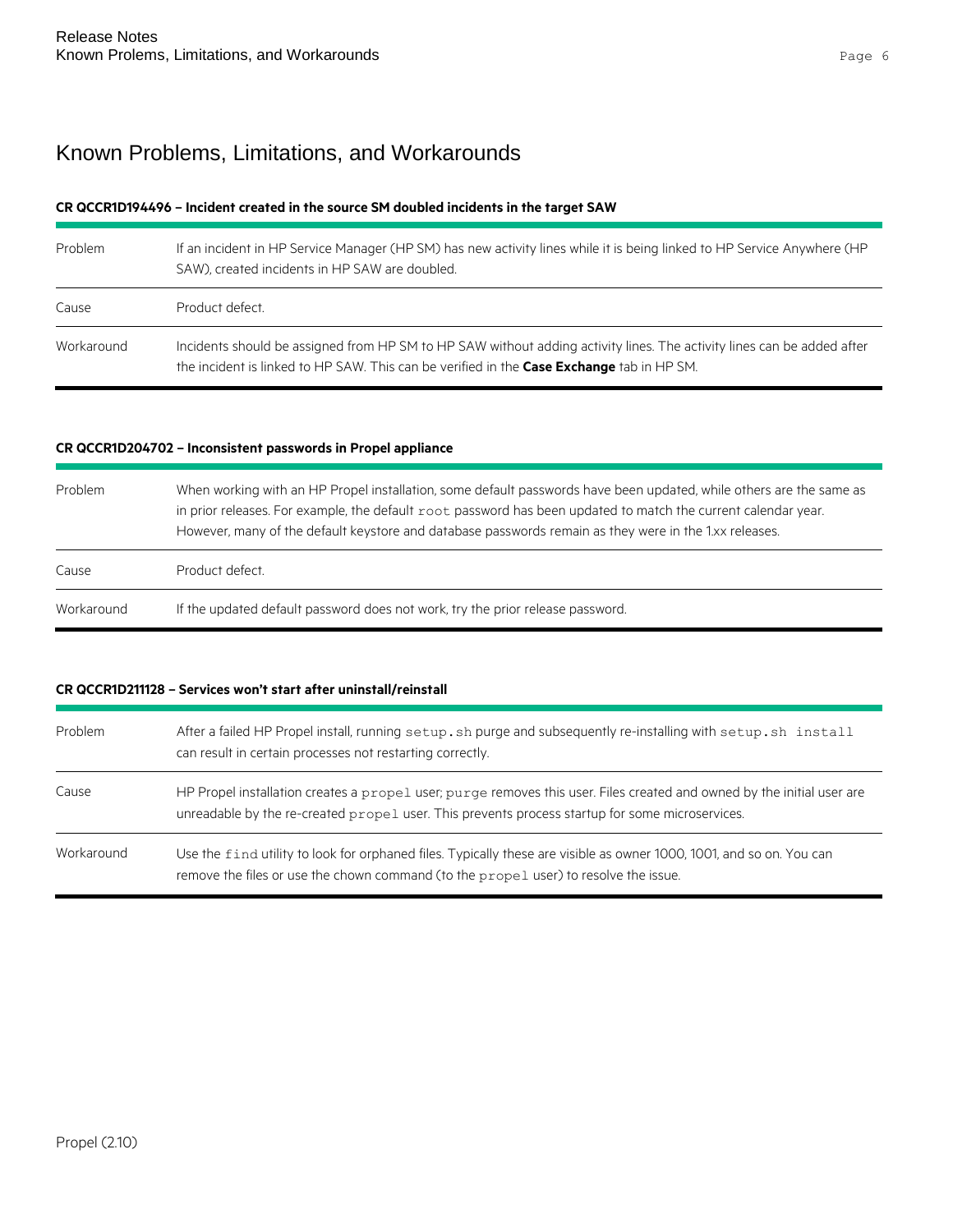# Known Problems, Limitations, and Workarounds

**CR QCCR1D194496 – Incident created in the source SM doubled incidents in the target SAW**

| | |
|---|---|
| Problem | If an incident in HP Service Manager (HP SM) has new activity lines while it is being linked to HP Service Anywhere (HP SAW), created incidents in HP SAW are doubled. |
| Cause | Product defect. |
| Workaround | Incidents should be assigned from HP SM to HP SAW without adding activity lines. The activity lines can be added after the incident is linked to HP SAW. This can be verified in the **Case Exchange** tab in HP SM. |

**CR QCCR1D204702 – Inconsistent passwords in Propel appliance**

| | |
|---|---|
| Problem | When working with an HP Propel installation, some default passwords have been updated, while others are the same as in prior releases. For example, the default `root` password has been updated to match the current calendar year. However, many of the default keystore and database passwords remain as they were in the 1.xx releases. |
| Cause | Product defect. |
| Workaround | If the updated default password does not work, try the prior release password. |

**CR QCCR1D211128 – Services won't start after uninstall/reinstall**

| | |
|---|---|
| Problem | After a failed HP Propel install, running `setup.sh` purge and subsequently re-installing with `setup.sh install` can result in certain processes not restarting correctly. |
| Cause | HP Propel installation creates a `propel` user; `purge` removes this user. Files created and owned by the initial user are unreadable by the re-created `propel` user. This prevents process startup for some microservices. |
| Workaround | Use the `find` utility to look for orphaned files. Typically these are visible as owner 1000, 1001, and so on. You can remove the files or use the chown command (to the `propel` user) to resolve the issue. |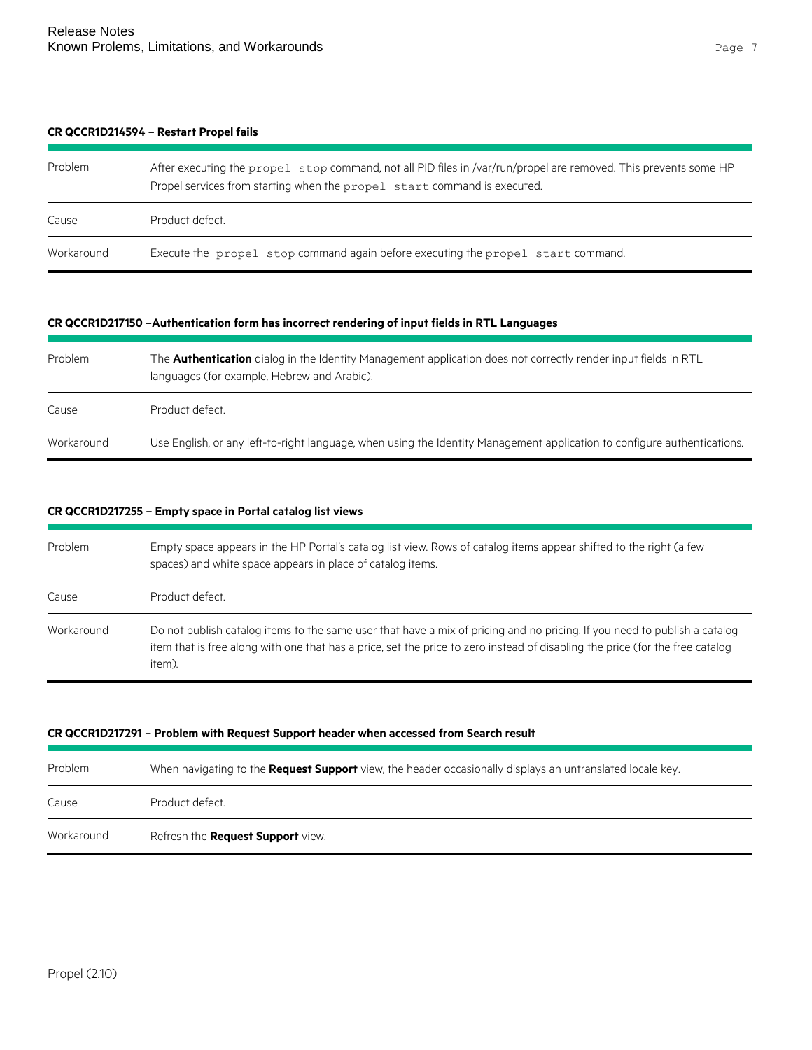#### CR QCCR1D214594 – Restart Propel fails

| | |
|---|---|
| Problem | After executing the `propel stop` command, not all PID files in /var/run/propel are removed. This prevents some HP Propel services from starting when the `propel start` command is executed. |
| Cause | Product defect. |
| Workaround | Execute the `propel stop` command again before executing the `propel start` command. |

#### CR QCCR1D217150 –Authentication form has incorrect rendering of input fields in RTL Languages

| | |
|---|---|
| Problem | The **Authentication** dialog in the Identity Management application does not correctly render input fields in RTL languages (for example, Hebrew and Arabic). |
| Cause | Product defect. |
| Workaround | Use English, or any left-to-right language, when using the Identity Management application to configure authentications. |

#### CR QCCR1D217255 – Empty space in Portal catalog list views

| | |
|---|---|
| Problem | Empty space appears in the HP Portal's catalog list view. Rows of catalog items appear shifted to the right (a few spaces) and white space appears in place of catalog items. |
| Cause | Product defect. |
| Workaround | Do not publish catalog items to the same user that have a mix of pricing and no pricing. If you need to publish a catalog item that is free along with one that has a price, set the price to zero instead of disabling the price (for the free catalog item). |

#### CR QCCR1D217291 – Problem with Request Support header when accessed from Search result

| | |
|---|---|
| Problem | When navigating to the **Request Support** view, the header occasionally displays an untranslated locale key. |
| Cause | Product defect. |
| Workaround | Refresh the **Request Support** view. |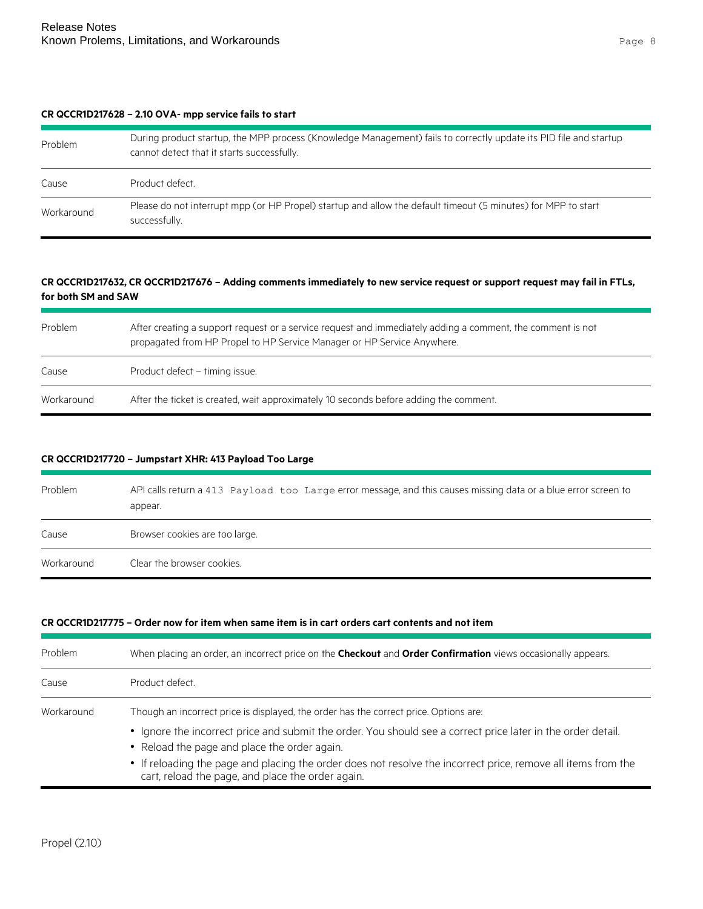**CR QCCR1D217628 – 2.10 OVA- mpp service fails to start**

| | |
|---|---|
| Problem | During product startup, the MPP process (Knowledge Management) fails to correctly update its PID file and startup cannot detect that it starts successfully. |
| Cause | Product defect. |
| Workaround | Please do not interrupt mpp (or HP Propel) startup and allow the default timeout (5 minutes) for MPP to start successfully. |

**CR QCCR1D217632, CR QCCR1D217676 – Adding comments immediately to new service request or support request may fail in FTLs, for both SM and SAW**

| | |
|---|---|
| Problem | After creating a support request or a service request and immediately adding a comment, the comment is not propagated from HP Propel to HP Service Manager or HP Service Anywhere. |
| Cause | Product defect – timing issue. |
| Workaround | After the ticket is created, wait approximately 10 seconds before adding the comment. |

**CR QCCR1D217720 – Jumpstart XHR: 413 Payload Too Large**

| | |
|---|---|
| Problem | API calls return a `413 Payload too Large` error message, and this causes missing data or a blue error screen to appear. |
| Cause | Browser cookies are too large. |
| Workaround | Clear the browser cookies. |

**CR QCCR1D217775 – Order now for item when same item is in cart orders cart contents and not item**

| | |
|---|---|
| Problem | When placing an order, an incorrect price on the **Checkout** and **Order Confirmation** views occasionally appears. |
| Cause | Product defect. |
| Workaround | Though an incorrect price is displayed, the order has the correct price. Options are: <br>• Ignore the incorrect price and submit the order. You should see a correct price later in the order detail. <br>• Reload the page and place the order again. <br>• If reloading the page and placing the order does not resolve the incorrect price, remove all items from the cart, reload the page, and place the order again. |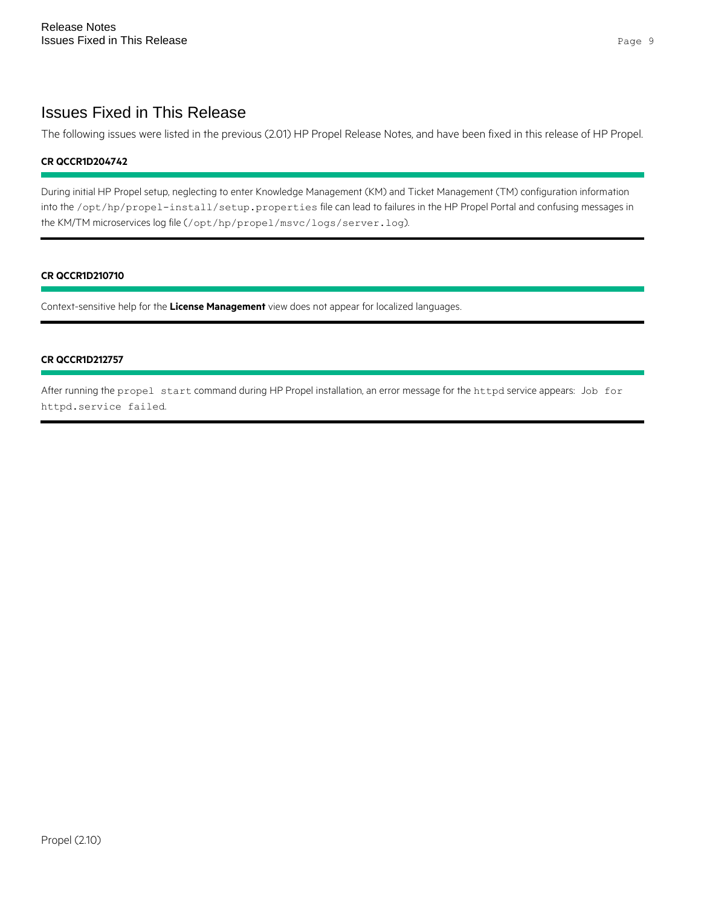# Issues Fixed in This Release

The following issues were listed in the previous (2.01) HP Propel Release Notes, and have been fixed in this release of HP Propel.

**CR QCCR1D204742**

During initial HP Propel setup, neglecting to enter Knowledge Management (KM) and Ticket Management (TM) configuration information into the `/opt/hp/propel-install/setup.properties` file can lead to failures in the HP Propel Portal and confusing messages in the KM/TM microservices log file (`/opt/hp/propel/msvc/logs/server.log`).

**CR QCCR1D210710**

Context-sensitive help for the **License Management** view does not appear for localized languages.

**CR QCCR1D212757**

After running the `propel start` command during HP Propel installation, an error message for the `httpd` service appears: `Job for httpd.service failed`.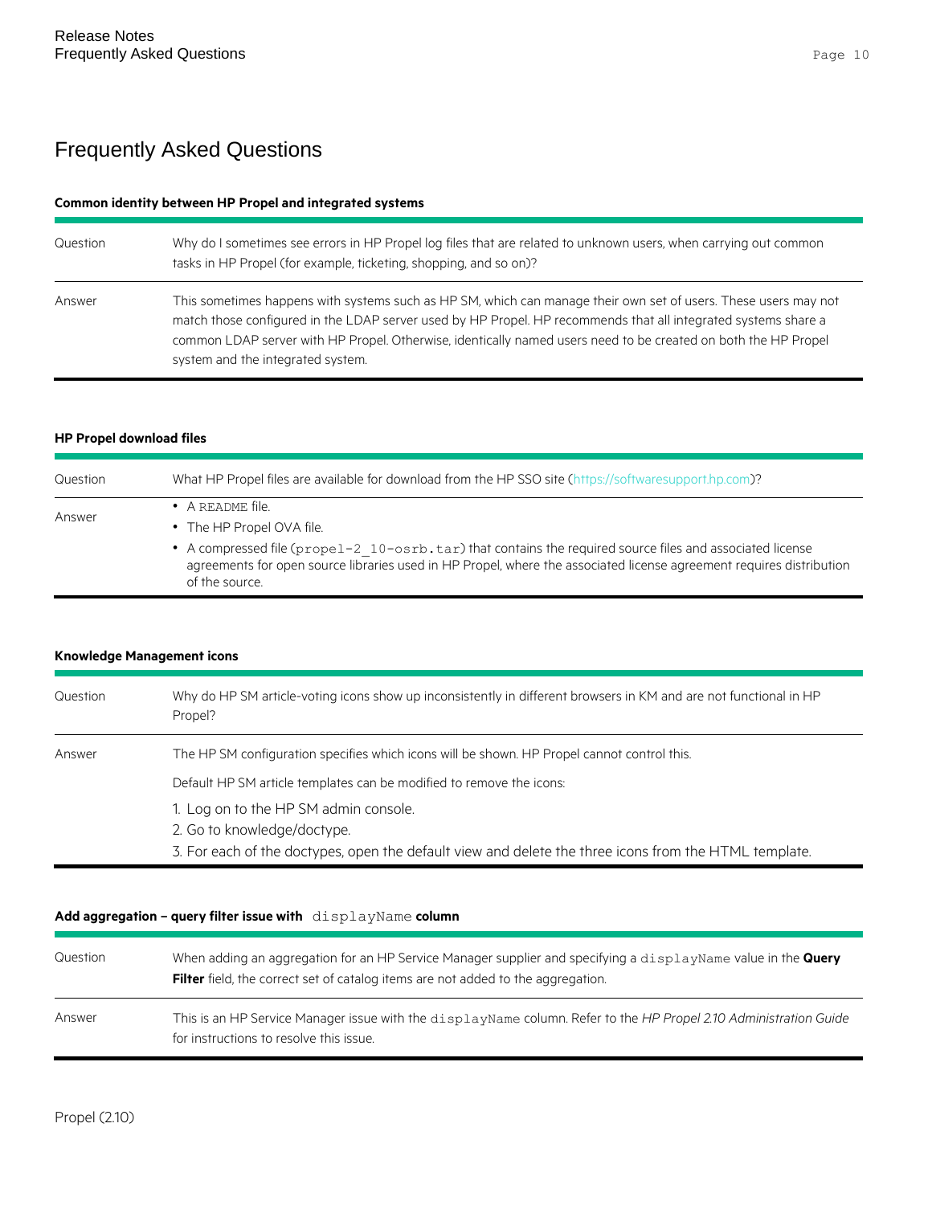# Frequently Asked Questions

**Common identity between HP Propel and integrated systems**

| | |
|---|---|
| Question | Why do I sometimes see errors in HP Propel log files that are related to unknown users, when carrying out common tasks in HP Propel (for example, ticketing, shopping, and so on)? |
| Answer | This sometimes happens with systems such as HP SM, which can manage their own set of users. These users may not match those configured in the LDAP server used by HP Propel. HP recommends that all integrated systems share a common LDAP server with HP Propel. Otherwise, identically named users need to be created on both the HP Propel system and the integrated system. |

**HP Propel download files**

| | |
|---|---|
| Question | What HP Propel files are available for download from the HP SSO site (https://softwaresupport.hp.com)? |
| Answer | • A `README` file.<br>• The HP Propel OVA file.<br>• A compressed file (`propel-2_10-osrb.tar`) that contains the required source files and associated license agreements for open source libraries used in HP Propel, where the associated license agreement requires distribution of the source. |

**Knowledge Management icons**

| | |
|---|---|
| Question | Why do HP SM article-voting icons show up inconsistently in different browsers in KM and are not functional in HP Propel? |
| Answer | The HP SM configuration specifies which icons will be shown. HP Propel cannot control this.<br>Default HP SM article templates can be modified to remove the icons:<br>1. Log on to the HP SM admin console.<br>2. Go to knowledge/doctype.<br>3. For each of the doctypes, open the default view and delete the three icons from the HTML template. |

**Add aggregation – query filter issue with `displayName` column**

| | |
|---|---|
| Question | When adding an aggregation for an HP Service Manager supplier and specifying a `displayName` value in the **Query Filter** field, the correct set of catalog items are not added to the aggregation. |
| Answer | This is an HP Service Manager issue with the `displayName` column. Refer to the *HP Propel 2.10 Administration Guide* for instructions to resolve this issue. |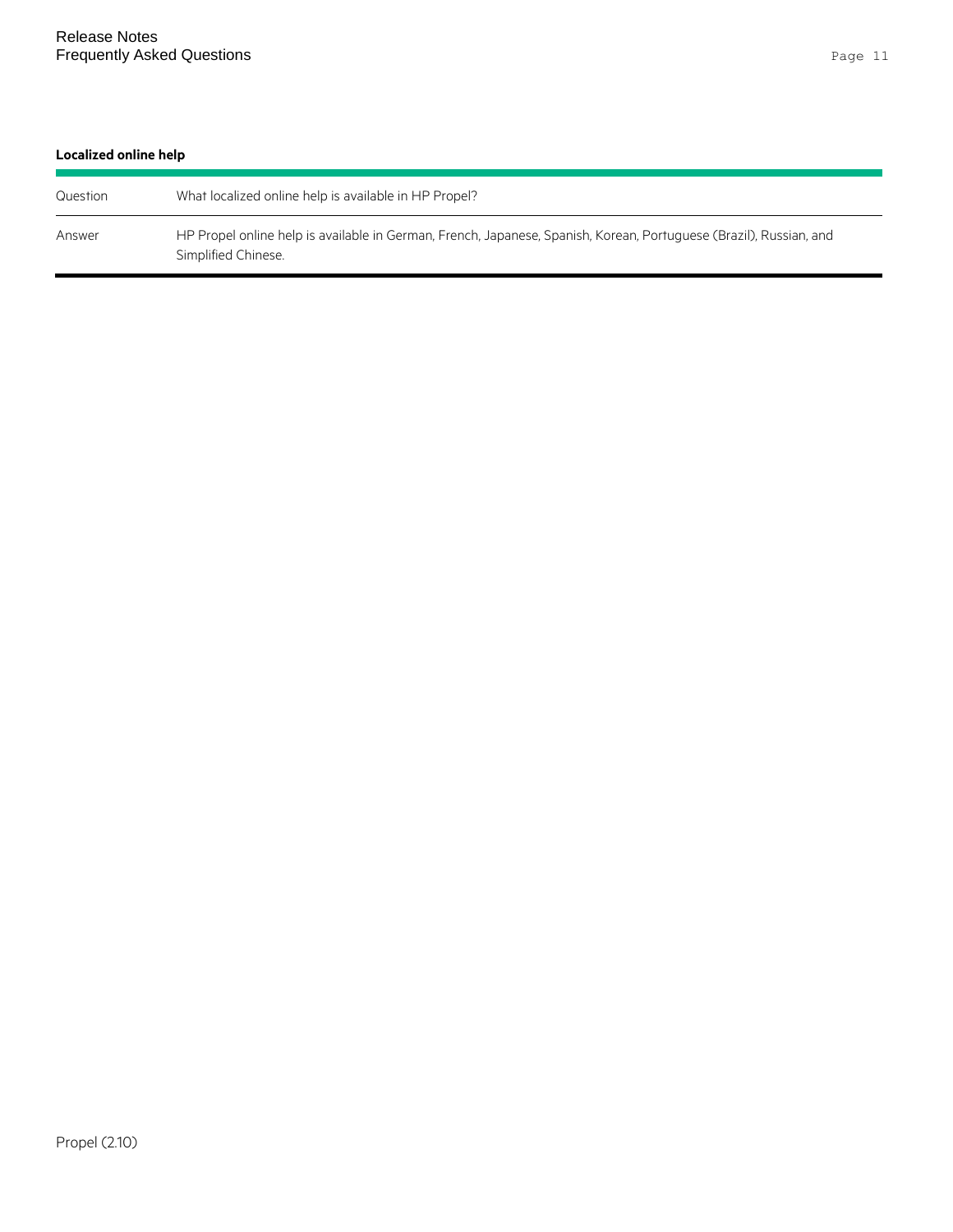**Localized online help**

| | |
|---|---|
| Question | What localized online help is available in HP Propel? |
| Answer | HP Propel online help is available in German, French, Japanese, Spanish, Korean, Portuguese (Brazil), Russian, and Simplified Chinese. |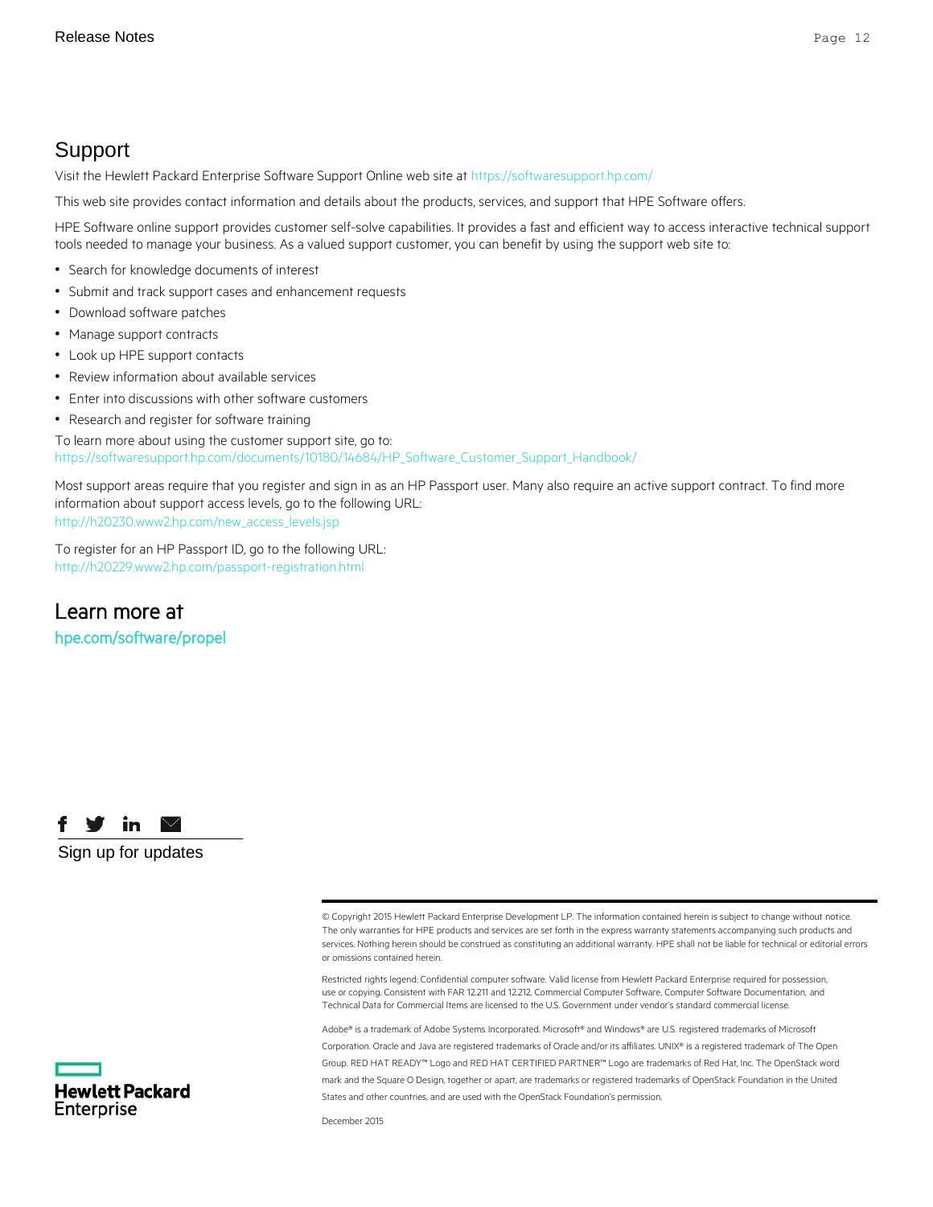## Support

Visit the Hewlett Packard Enterprise Software Support Online web site at https://softwaresupport.hp.com/

This web site provides contact information and details about the products, services, and support that HPE Software offers.

HPE Software online support provides customer self-solve capabilities. It provides a fast and efficient way to access interactive technical support tools needed to manage your business. As a valued support customer, you can benefit by using the support web site to:

- Search for knowledge documents of interest
- Submit and track support cases and enhancement requests
- Download software patches
- Manage support contracts
- Look up HPE support contacts
- Review information about available services
- Enter into discussions with other software customers
- Research and register for software training

To learn more about using the customer support site, go to:
https://softwaresupport.hp.com/documents/10180/14684/HP_Software_Customer_Support_Handbook/

Most support areas require that you register and sign in as an HP Passport user. Many also require an active support contract. To find more information about support access levels, go to the following URL:
http://h20230.www2.hp.com/new_access_levels.jsp

To register for an HP Passport ID, go to the following URL:
http://h20229.www2.hp.com/passport-registration.html

## Learn more at

hpe.com/software/propel

Sign up for updates

© Copyright 2015 Hewlett Packard Enterprise Development LP. The information contained herein is subject to change without notice. The only warranties for HPE products and services are set forth in the express warranty statements accompanying such products and services. Nothing herein should be construed as constituting an additional warranty. HPE shall not be liable for technical or editorial errors or omissions contained herein.

Restricted rights legend: Confidential computer software. Valid license from Hewlett Packard Enterprise required for possession, use or copying. Consistent with FAR 12.211 and 12.212, Commercial Computer Software, Computer Software Documentation, and Technical Data for Commercial Items are licensed to the U.S. Government under vendor's standard commercial license.

Adobe® is a trademark of Adobe Systems Incorporated. Microsoft® and Windows® are U.S. registered trademarks of Microsoft Corporation. Oracle and Java are registered trademarks of Oracle and/or its affiliates. UNIX® is a registered trademark of The Open Group. RED HAT READY™ Logo and RED HAT CERTIFIED PARTNER™ Logo are trademarks of Red Hat, Inc. The OpenStack word mark and the Square O Design, together or apart, are trademarks or registered trademarks of OpenStack Foundation in the United States and other countries, and are used with the OpenStack Foundation's permission.

December 2015

Hewlett Packard Enterprise